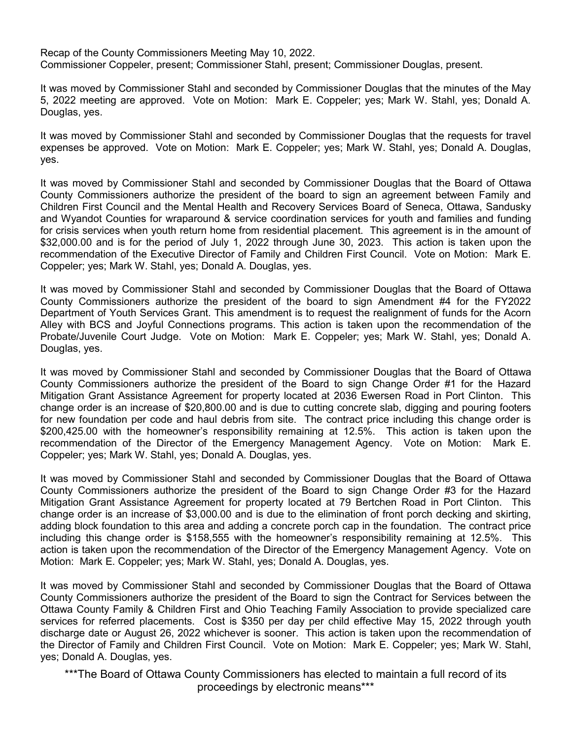Recap of the County Commissioners Meeting May 10, 2022.
Commissioner Coppeler, present; Commissioner Stahl, present; Commissioner Douglas, present.

It was moved by Commissioner Stahl and seconded by Commissioner Douglas that the minutes of the May 5, 2022 meeting are approved. Vote on Motion: Mark E. Coppeler; yes; Mark W. Stahl, yes; Donald A. Douglas, yes.

It was moved by Commissioner Stahl and seconded by Commissioner Douglas that the requests for travel expenses be approved. Vote on Motion: Mark E. Coppeler; yes; Mark W. Stahl, yes; Donald A. Douglas, yes.

It was moved by Commissioner Stahl and seconded by Commissioner Douglas that the Board of Ottawa County Commissioners authorize the president of the board to sign an agreement between Family and Children First Council and the Mental Health and Recovery Services Board of Seneca, Ottawa, Sandusky and Wyandot Counties for wraparound & service coordination services for youth and families and funding for crisis services when youth return home from residential placement. This agreement is in the amount of $32,000.00 and is for the period of July 1, 2022 through June 30, 2023. This action is taken upon the recommendation of the Executive Director of Family and Children First Council. Vote on Motion: Mark E. Coppeler; yes; Mark W. Stahl, yes; Donald A. Douglas, yes.

It was moved by Commissioner Stahl and seconded by Commissioner Douglas that the Board of Ottawa County Commissioners authorize the president of the board to sign Amendment #4 for the FY2022 Department of Youth Services Grant. This amendment is to request the realignment of funds for the Acorn Alley with BCS and Joyful Connections programs. This action is taken upon the recommendation of the Probate/Juvenile Court Judge. Vote on Motion: Mark E. Coppeler; yes; Mark W. Stahl, yes; Donald A. Douglas, yes.

It was moved by Commissioner Stahl and seconded by Commissioner Douglas that the Board of Ottawa County Commissioners authorize the president of the Board to sign Change Order #1 for the Hazard Mitigation Grant Assistance Agreement for property located at 2036 Ewersen Road in Port Clinton. This change order is an increase of $20,800.00 and is due to cutting concrete slab, digging and pouring footers for new foundation per code and haul debris from site. The contract price including this change order is $200,425.00 with the homeowner's responsibility remaining at 12.5%. This action is taken upon the recommendation of the Director of the Emergency Management Agency. Vote on Motion: Mark E. Coppeler; yes; Mark W. Stahl, yes; Donald A. Douglas, yes.

It was moved by Commissioner Stahl and seconded by Commissioner Douglas that the Board of Ottawa County Commissioners authorize the president of the Board to sign Change Order #3 for the Hazard Mitigation Grant Assistance Agreement for property located at 79 Bertchen Road in Port Clinton. This change order is an increase of $3,000.00 and is due to the elimination of front porch decking and skirting, adding block foundation to this area and adding a concrete porch cap in the foundation. The contract price including this change order is $158,555 with the homeowner's responsibility remaining at 12.5%. This action is taken upon the recommendation of the Director of the Emergency Management Agency. Vote on Motion: Mark E. Coppeler; yes; Mark W. Stahl, yes; Donald A. Douglas, yes.

It was moved by Commissioner Stahl and seconded by Commissioner Douglas that the Board of Ottawa County Commissioners authorize the president of the Board to sign the Contract for Services between the Ottawa County Family & Children First and Ohio Teaching Family Association to provide specialized care services for referred placements. Cost is $350 per day per child effective May 15, 2022 through youth discharge date or August 26, 2022 whichever is sooner. This action is taken upon the recommendation of the Director of Family and Children First Council. Vote on Motion: Mark E. Coppeler; yes; Mark W. Stahl, yes; Donald A. Douglas, yes.

***The Board of Ottawa County Commissioners has elected to maintain a full record of its proceedings by electronic means***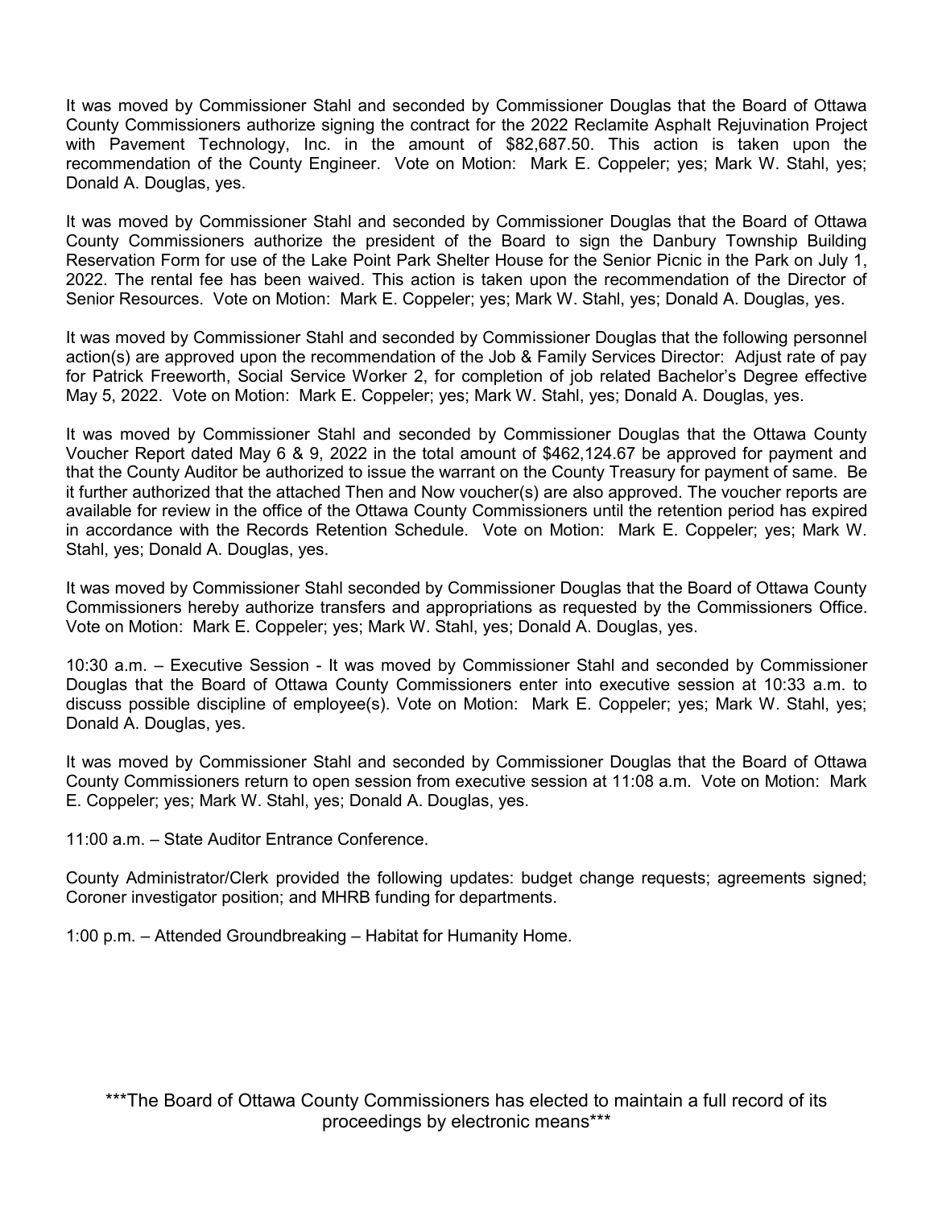It was moved by Commissioner Stahl and seconded by Commissioner Douglas that the Board of Ottawa County Commissioners authorize signing the contract for the 2022 Reclamite Asphalt Rejuvination Project with Pavement Technology, Inc. in the amount of $82,687.50. This action is taken upon the recommendation of the County Engineer. Vote on Motion: Mark E. Coppeler; yes; Mark W. Stahl, yes; Donald A. Douglas, yes.

It was moved by Commissioner Stahl and seconded by Commissioner Douglas that the Board of Ottawa County Commissioners authorize the president of the Board to sign the Danbury Township Building Reservation Form for use of the Lake Point Park Shelter House for the Senior Picnic in the Park on July 1, 2022. The rental fee has been waived. This action is taken upon the recommendation of the Director of Senior Resources. Vote on Motion: Mark E. Coppeler; yes; Mark W. Stahl, yes; Donald A. Douglas, yes.

It was moved by Commissioner Stahl and seconded by Commissioner Douglas that the following personnel action(s) are approved upon the recommendation of the Job & Family Services Director: Adjust rate of pay for Patrick Freeworth, Social Service Worker 2, for completion of job related Bachelor's Degree effective May 5, 2022. Vote on Motion: Mark E. Coppeler; yes; Mark W. Stahl, yes; Donald A. Douglas, yes.

It was moved by Commissioner Stahl and seconded by Commissioner Douglas that the Ottawa County Voucher Report dated May 6 & 9, 2022 in the total amount of $462,124.67 be approved for payment and that the County Auditor be authorized to issue the warrant on the County Treasury for payment of same. Be it further authorized that the attached Then and Now voucher(s) are also approved. The voucher reports are available for review in the office of the Ottawa County Commissioners until the retention period has expired in accordance with the Records Retention Schedule. Vote on Motion: Mark E. Coppeler; yes; Mark W. Stahl, yes; Donald A. Douglas, yes.

It was moved by Commissioner Stahl seconded by Commissioner Douglas that the Board of Ottawa County Commissioners hereby authorize transfers and appropriations as requested by the Commissioners Office. Vote on Motion: Mark E. Coppeler; yes; Mark W. Stahl, yes; Donald A. Douglas, yes.

10:30 a.m. – Executive Session - It was moved by Commissioner Stahl and seconded by Commissioner Douglas that the Board of Ottawa County Commissioners enter into executive session at 10:33 a.m. to discuss possible discipline of employee(s). Vote on Motion: Mark E. Coppeler; yes; Mark W. Stahl, yes; Donald A. Douglas, yes.

It was moved by Commissioner Stahl and seconded by Commissioner Douglas that the Board of Ottawa County Commissioners return to open session from executive session at 11:08 a.m. Vote on Motion: Mark E. Coppeler; yes; Mark W. Stahl, yes; Donald A. Douglas, yes.

11:00 a.m. – State Auditor Entrance Conference.

County Administrator/Clerk provided the following updates: budget change requests; agreements signed; Coroner investigator position; and MHRB funding for departments.

1:00 p.m. – Attended Groundbreaking – Habitat for Humanity Home.

***The Board of Ottawa County Commissioners has elected to maintain a full record of its proceedings by electronic means***